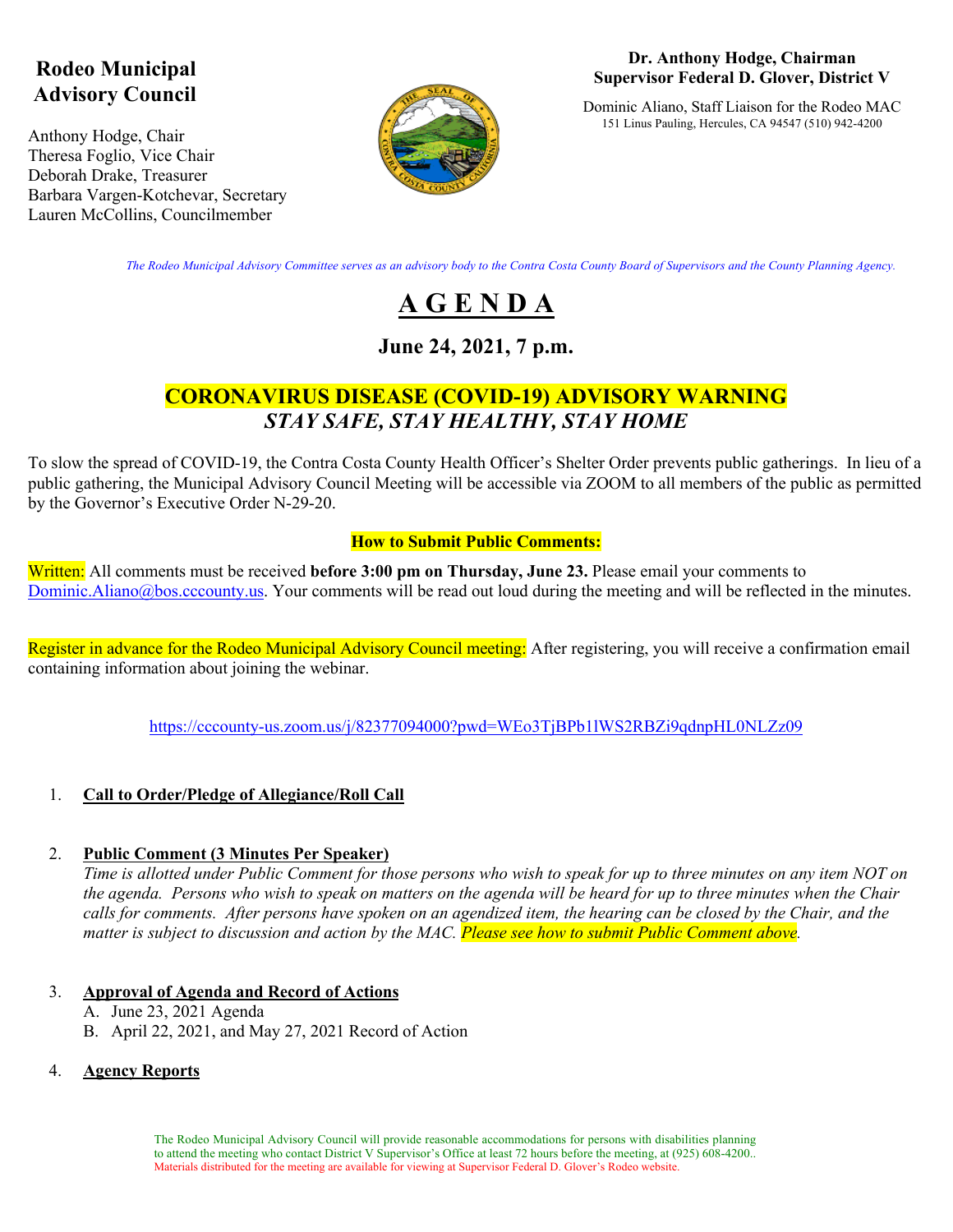# Rodeo Municipal Advisory Council

Anthony Hodge, Chair
Theresa Foglio, Vice Chair
Deborah Drake, Treasurer
Barbara Vargen-Kotchevar, Secretary
Lauren McCollins, Councilmember

**Dr. Anthony Hodge, Chairman**
**Supervisor Federal D. Glover, District V**

Dominic Aliano, Staff Liaison for the Rodeo MAC
151 Linus Pauling, Hercules, CA 94547 (510) 942-4200

*The Rodeo Municipal Advisory Committee serves as an advisory body to the Contra Costa County Board of Supervisors and the County Planning Agency.*

# A G E N D A

## June 24, 2021, 7 p.m.

## CORONAVIRUS DISEASE (COVID-19) ADVISORY WARNING
### *STAY SAFE, STAY HEALTHY, STAY HOME*

To slow the spread of COVID-19, the Contra Costa County Health Officer's Shelter Order prevents public gatherings. In lieu of a public gathering, the Municipal Advisory Council Meeting will be accessible via ZOOM to all members of the public as permitted by the Governor's Executive Order N-29-20.

**How to Submit Public Comments:**

Written: All comments must be received **before 3:00 pm on Thursday, June 23.** Please email your comments to Dominic.Aliano@bos.cccounty.us. Your comments will be read out loud during the meeting and will be reflected in the minutes.

Register in advance for the Rodeo Municipal Advisory Council meeting: After registering, you will receive a confirmation email containing information about joining the webinar.

https://cccounty-us.zoom.us/j/82377094000?pwd=WEo3TjBPb1lWS2RBZi9qdnpHL0NLZz09

1. **Call to Order/Pledge of Allegiance/Roll Call**

2. **Public Comment (3 Minutes Per Speaker)**
   *Time is allotted under Public Comment for those persons who wish to speak for up to three minutes on any item NOT on the agenda. Persons who wish to speak on matters on the agenda will be heard for up to three minutes when the Chair calls for comments. After persons have spoken on an agendized item, the hearing can be closed by the Chair, and the matter is subject to discussion and action by the MAC. Please see how to submit Public Comment above.*

3. **Approval of Agenda and Record of Actions**
   A. June 23, 2021 Agenda
   B. April 22, 2021, and May 27, 2021 Record of Action

4. **Agency Reports**

The Rodeo Municipal Advisory Council will provide reasonable accommodations for persons with disabilities planning to attend the meeting who contact District V Supervisor's Office at least 72 hours before the meeting, at (925) 608-4200..
Materials distributed for the meeting are available for viewing at Supervisor Federal D. Glover's Rodeo website.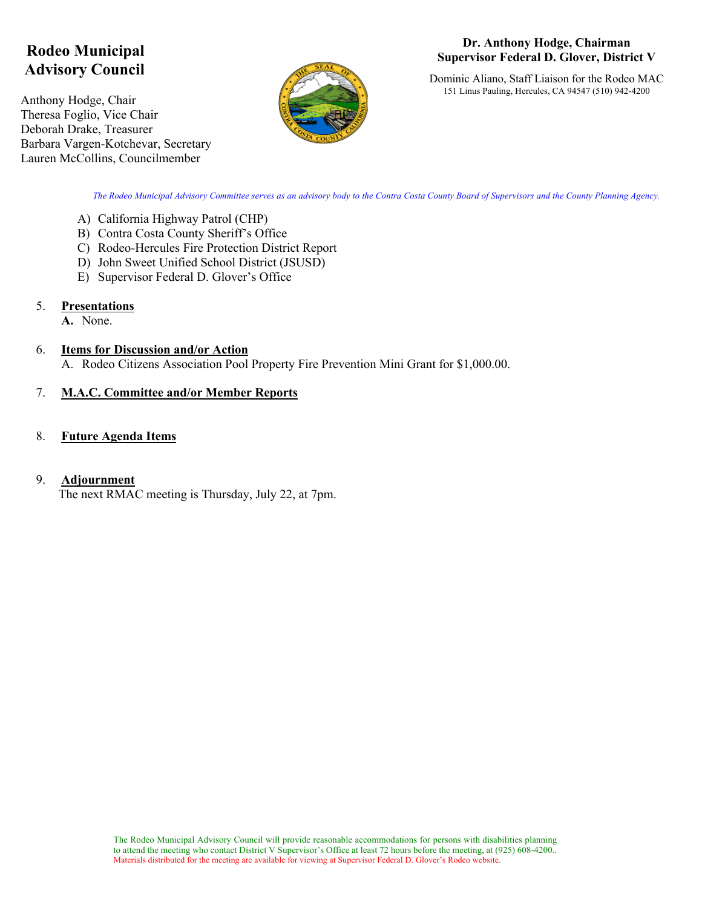# Rodeo Municipal Advisory Council

Anthony Hodge, Chair
Theresa Foglio, Vice Chair
Deborah Drake, Treasurer
Barbara Vargen-Kotchevar, Secretary
Lauren McCollins, Councilmember

**Dr. Anthony Hodge, Chairman**
**Supervisor Federal D. Glover, District V**

Dominic Aliano, Staff Liaison for the Rodeo MAC
151 Linus Pauling, Hercules, CA 94547 (510) 942-4200

*The Rodeo Municipal Advisory Committee serves as an advisory body to the Contra Costa County Board of Supervisors and the County Planning Agency.*

A) California Highway Patrol (CHP)
B) Contra Costa County Sheriff's Office
C) Rodeo-Hercules Fire Protection District Report
D) John Sweet Unified School District (JSUSD)
E) Supervisor Federal D. Glover's Office

5. **Presentations**
   **A.** None.

6. **Items for Discussion and/or Action**
   A. Rodeo Citizens Association Pool Property Fire Prevention Mini Grant for $1,000.00.

7. **M.A.C. Committee and/or Member Reports**

8. **Future Agenda Items**

9. **Adjournment**
   The next RMAC meeting is Thursday, July 22, at 7pm.

The Rodeo Municipal Advisory Council will provide reasonable accommodations for persons with disabilities planning to attend the meeting who contact District V Supervisor's Office at least 72 hours before the meeting, at (925) 608-4200..
Materials distributed for the meeting are available for viewing at Supervisor Federal D. Glover's Rodeo website.